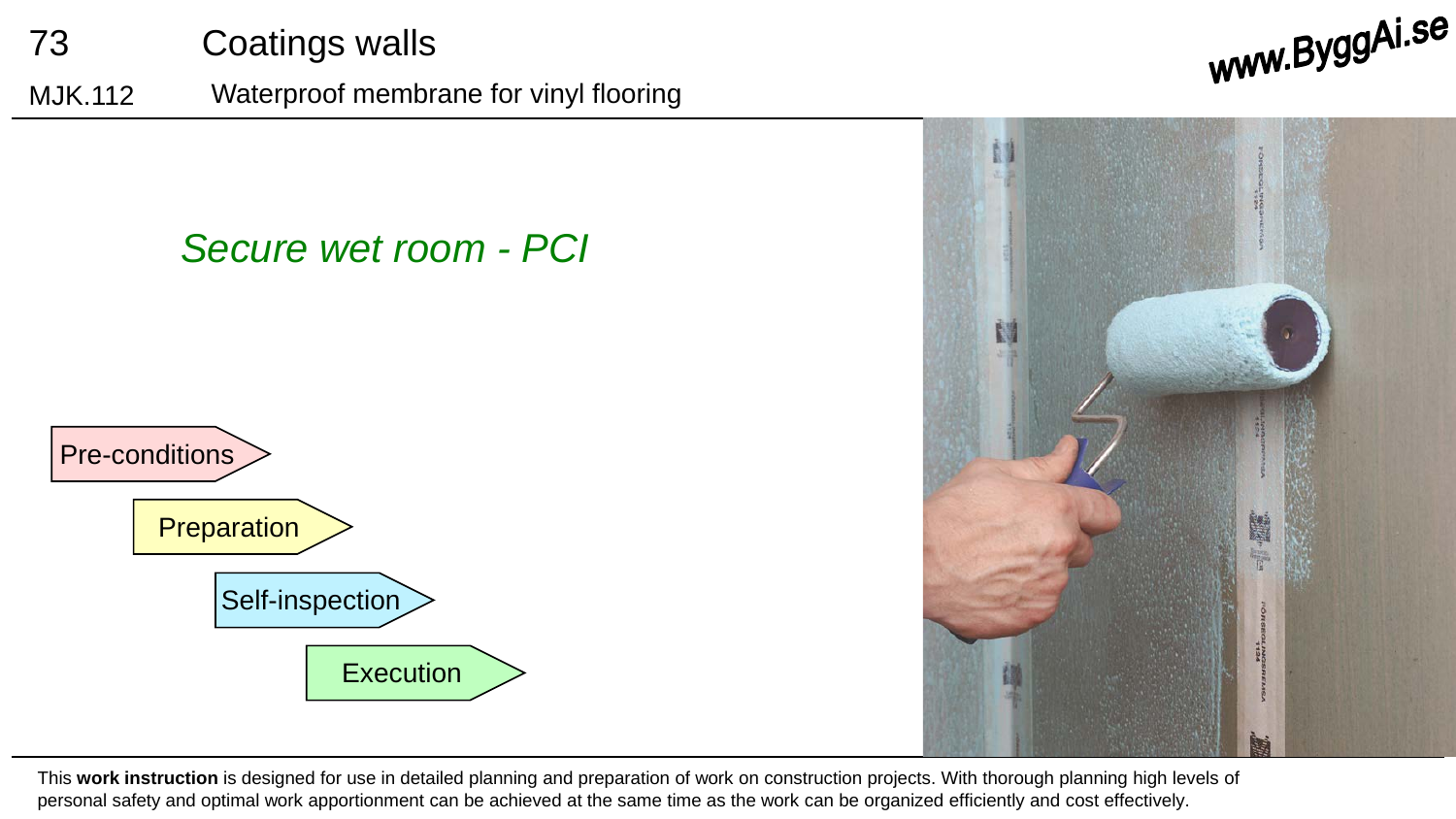# 73 Coatings walls

## MJK.112 Waterproof membrane for vinyl flooring

www.ByggAi.se

*Secure wet room - PCI*

- Pre-conditions
- Preparation
- Self-inspection
- Execution

This **work instruction** is designed for use in detailed planning and preparation of work on construction projects. With thorough planning high levels of personal safety and optimal work apportionment can be achieved at the same time as the work can be organized efficiently and cost effectively.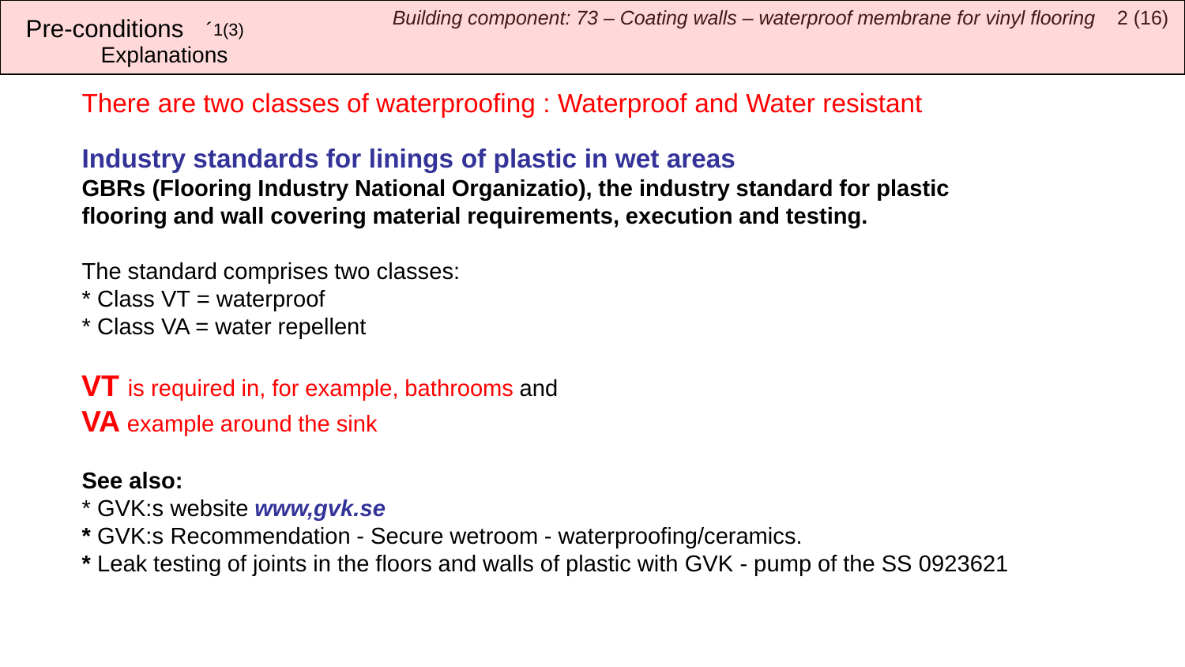Pre-conditions ´1(3)
Explanations

There are two classes of waterproofing : Waterproof and Water resistant

## Industry standards for linings of plastic in wet areas

**GBRs (Flooring Industry National Organizatio), the industry standard for plastic flooring and wall covering material requirements, execution and testing.**

The standard comprises two classes:
* Class VT = waterproof
* Class VA = water repellent

**VT** is required in, for example, bathrooms and
**VA** example around the sink

**See also:**
* GVK:s website ***www,gvk.se***
* GVK:s Recommendation - Secure wetroom - waterproofing/ceramics.
* Leak testing of joints in the floors and walls of plastic with GVK - pump of the SS 0923621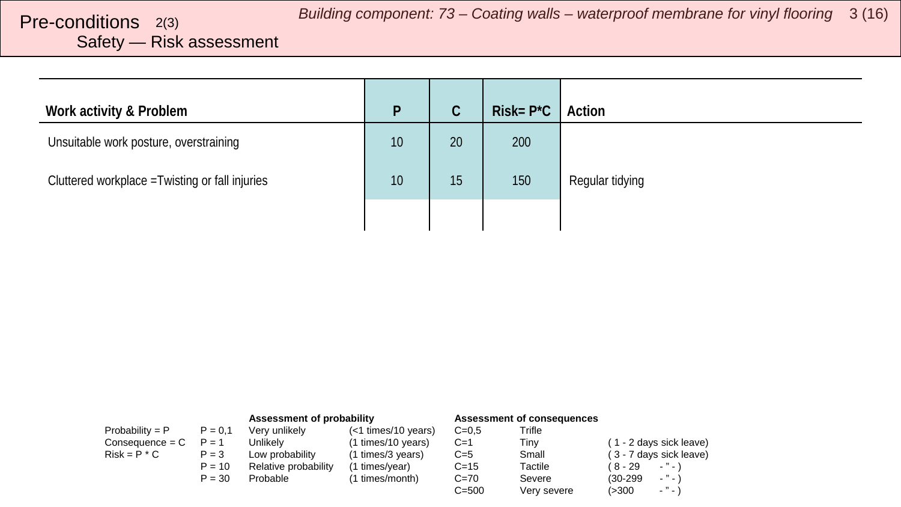# Pre-conditions 2(3)
## Safety — Risk assessment

| Work activity & Problem | P | C | Risk= P*C | Action |
|---|---|---|---|---|
| Unsuitable work posture, overstraining | 10 | 20 | 200 | |
| Cluttered workplace =Twisting or fall injuries | 10 | 15 | 150 | Regular tidying |
| | | | | |

| | | Assessment of probability | | Assessment of consequences | | |
|---|---|---|---|---|---|---|
| Probability = P | P = 0,1 | Very unlikely | (<1 times/10 years) | C=0,5 | Trifle | |
| Consequence = C | P = 1 | Unlikely | (1 times/10 years) | C=1 | Tiny | ( 1 - 2 days sick leave) |
| Risk = P * C | P = 3 | Low probability | (1 times/3 years) | C=5 | Small | ( 3 - 7 days sick leave) |
| | P = 10 | Relative probability | (1 times/year) | C=15 | Tactile | ( 8 - 29 - ” - ) |
| | P = 30 | Probable | (1 times/month) | C=70 | Severe | (30-299 - ” - ) |
| | | | | C=500 | Very severe | (>300 - ” - ) |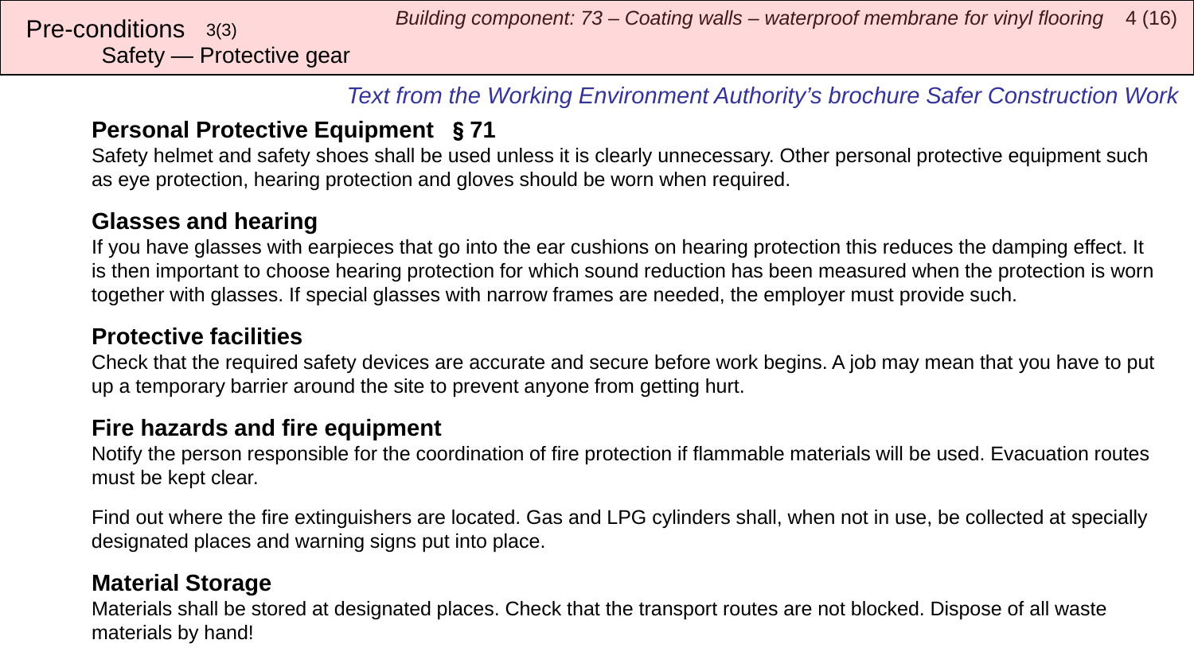Pre-conditions 3(3)
Safety — Protective gear

*Text from the Working Environment Authority's brochure Safer Construction Work*

### Personal Protective Equipment § 71

Safety helmet and safety shoes shall be used unless it is clearly unnecessary. Other personal protective equipment such as eye protection, hearing protection and gloves should be worn when required.

### Glasses and hearing

If you have glasses with earpieces that go into the ear cushions on hearing protection this reduces the damping effect. It is then important to choose hearing protection for which sound reduction has been measured when the protection is worn together with glasses. If special glasses with narrow frames are needed, the employer must provide such.

### Protective facilities

Check that the required safety devices are accurate and secure before work begins. A job may mean that you have to put up a temporary barrier around the site to prevent anyone from getting hurt.

### Fire hazards and fire equipment

Notify the person responsible for the coordination of fire protection if flammable materials will be used. Evacuation routes must be kept clear.

Find out where the fire extinguishers are located. Gas and LPG cylinders shall, when not in use, be collected at specially designated places and warning signs put into place.

### Material Storage

Materials shall be stored at designated places. Check that the transport routes are not blocked. Dispose of all waste materials by hand!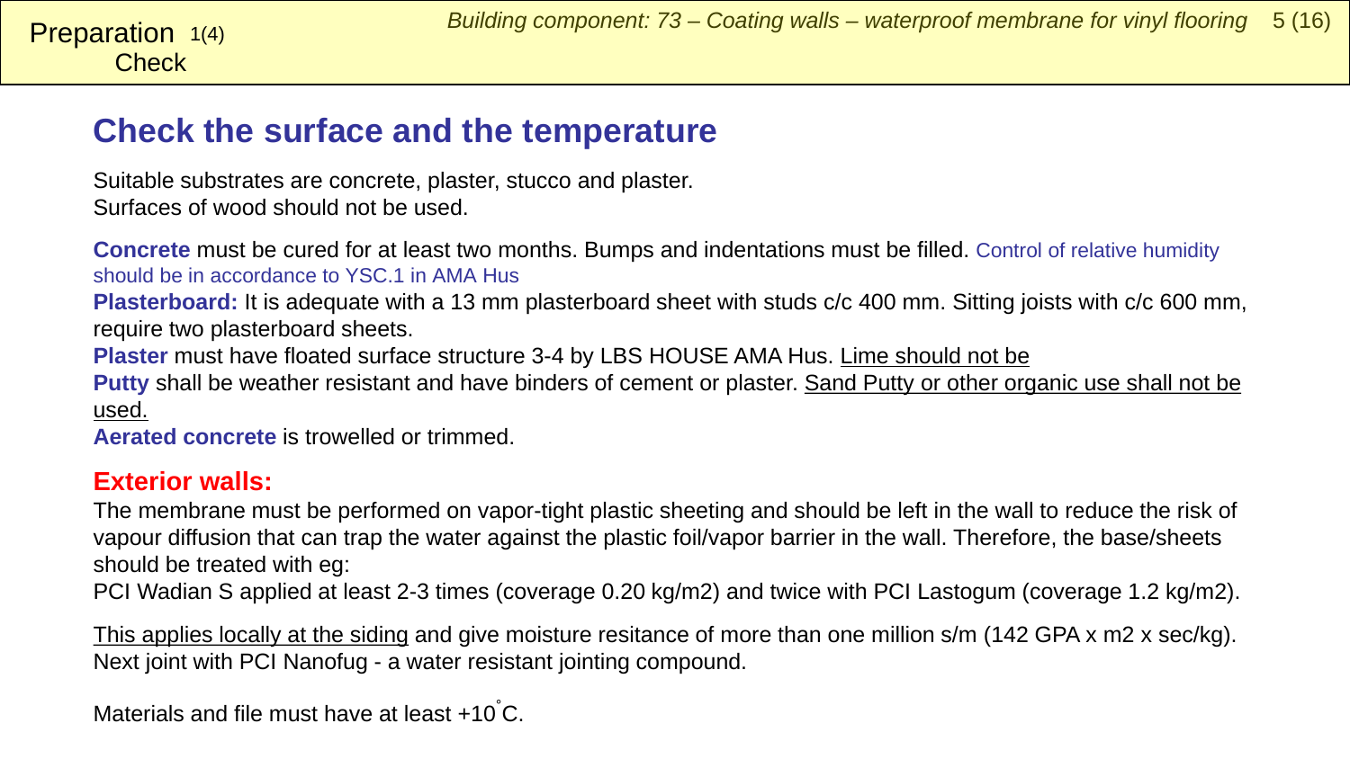Preparation 1(4)
Check

## Check the surface and the temperature

Suitable substrates are concrete, plaster, stucco and plaster.
Surfaces of wood should not be used.

**Concrete** must be cured for at least two months. Bumps and indentations must be filled. Control of relative humidity should be in accordance to YSC.1 in AMA Hus

**Plasterboard:** It is adequate with a 13 mm plasterboard sheet with studs c/c 400 mm. Sitting joists with c/c 600 mm, require two plasterboard sheets.

**Plaster** must have floated surface structure 3-4 by LBS HOUSE AMA Hus. Lime should not be

**Putty** shall be weather resistant and have binders of cement or plaster. Sand Putty or other organic use shall not be used.

**Aerated concrete** is trowelled or trimmed.

**Exterior walls:**

The membrane must be performed on vapor-tight plastic sheeting and should be left in the wall to reduce the risk of vapour diffusion that can trap the water against the plastic foil/vapor barrier in the wall. Therefore, the base/sheets should be treated with eg:

PCI Wadian S applied at least 2-3 times (coverage 0.20 kg/m2) and twice with PCI Lastogum (coverage 1.2 kg/m2).

This applies locally at the siding and give moisture resitance of more than one million s/m (142 GPA x m2 x sec/kg). Next joint with PCI Nanofug - a water resistant jointing compound.

Materials and file must have at least +10°C.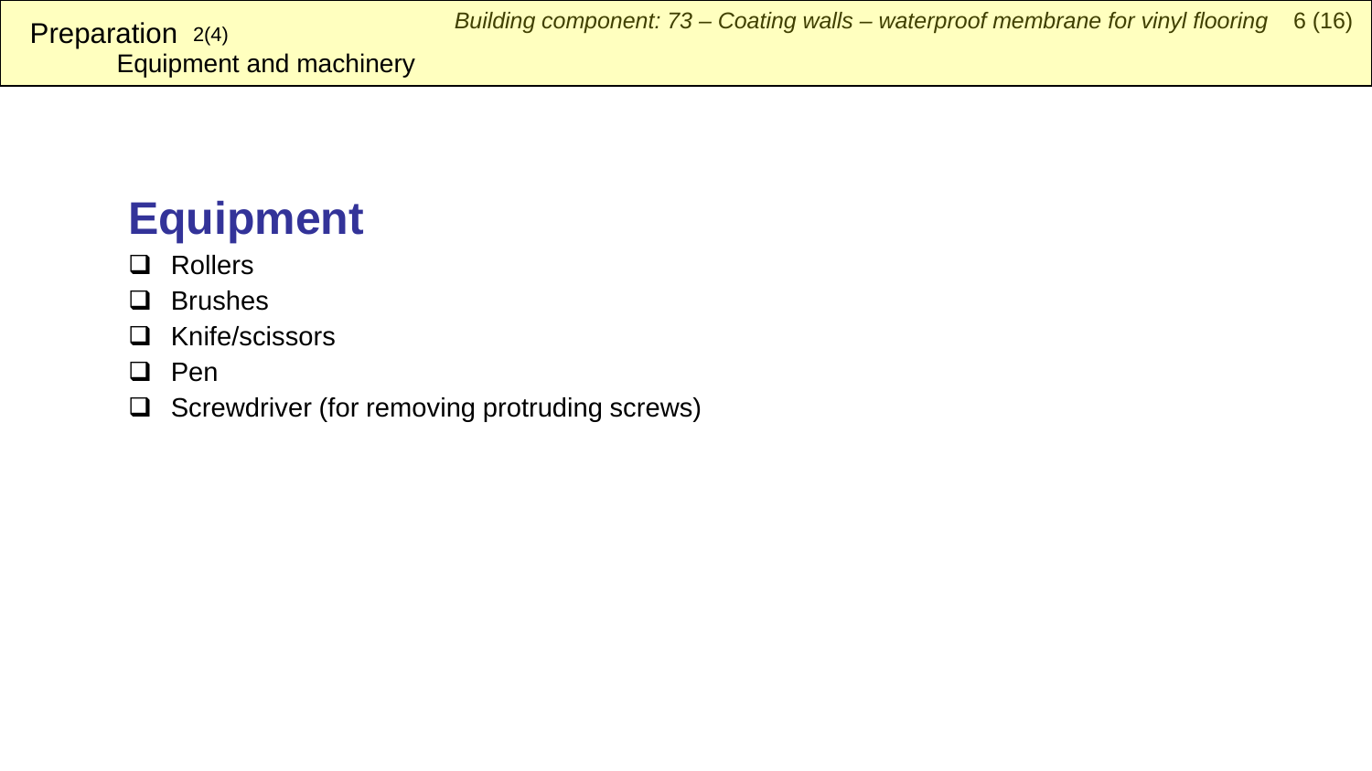## Preparation 2(4)

### Equipment and machinery

# Equipment

- ❑ Rollers
- ❑ Brushes
- ❑ Knife/scissors
- ❑ Pen
- ❑ Screwdriver (for removing protruding screws)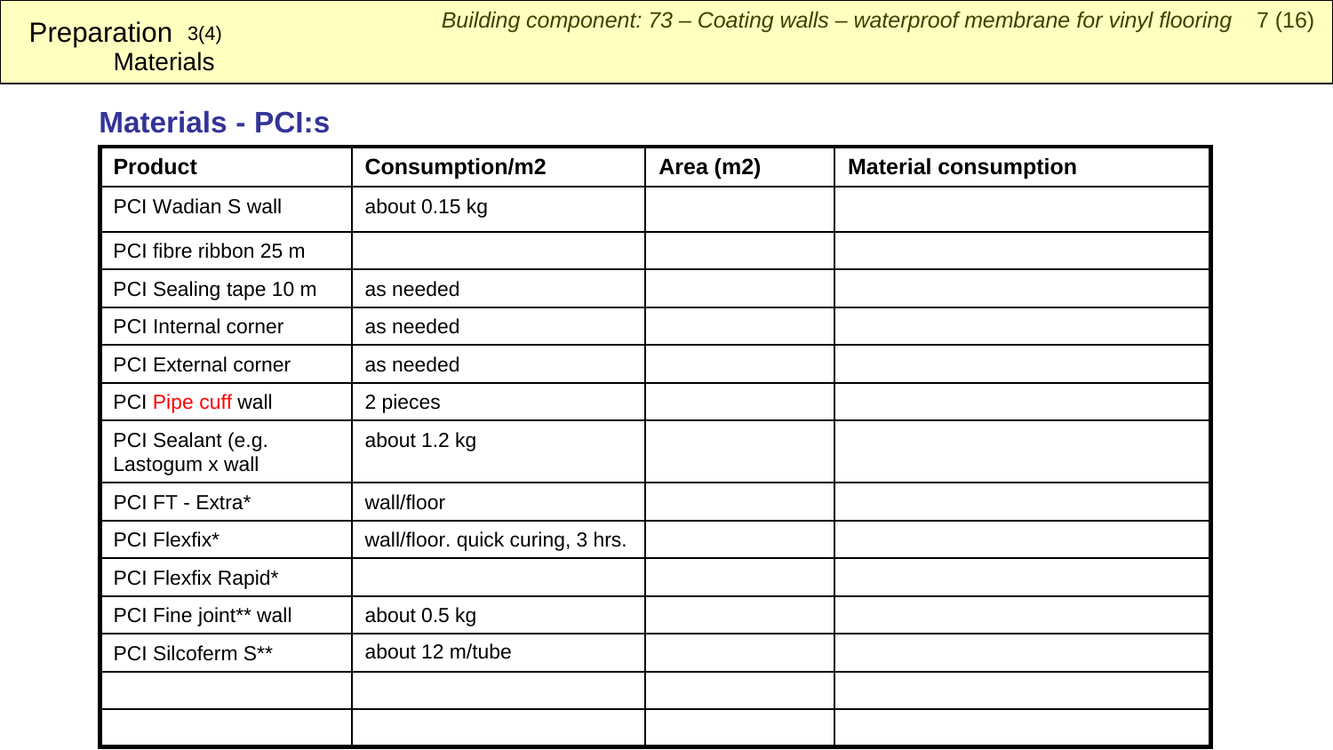Preparation 3(4)
Materials

## Materials - PCI:s

| Product | Consumption/m2 | Area (m2) | Material consumption |
|---|---|---|---|
| PCI Wadian S wall | about 0.15 kg | | |
| PCI fibre ribbon 25 m | | | |
| PCI Sealing tape 10 m | as needed | | |
| PCI Internal corner | as needed | | |
| PCI External corner | as needed | | |
| PCI Pipe cuff wall | 2 pieces | | |
| PCI Sealant (e.g. Lastogum x wall | about 1.2 kg | | |
| PCI FT - Extra* | wall/floor | | |
| PCI Flexfix* | wall/floor. quick curing, 3 hrs. | | |
| PCI Flexfix Rapid* | | | |
| PCI Fine joint** wall | about 0.5 kg | | |
| PCI Silcoferm S** | about 12 m/tube | | |
| | | | |
| | | | |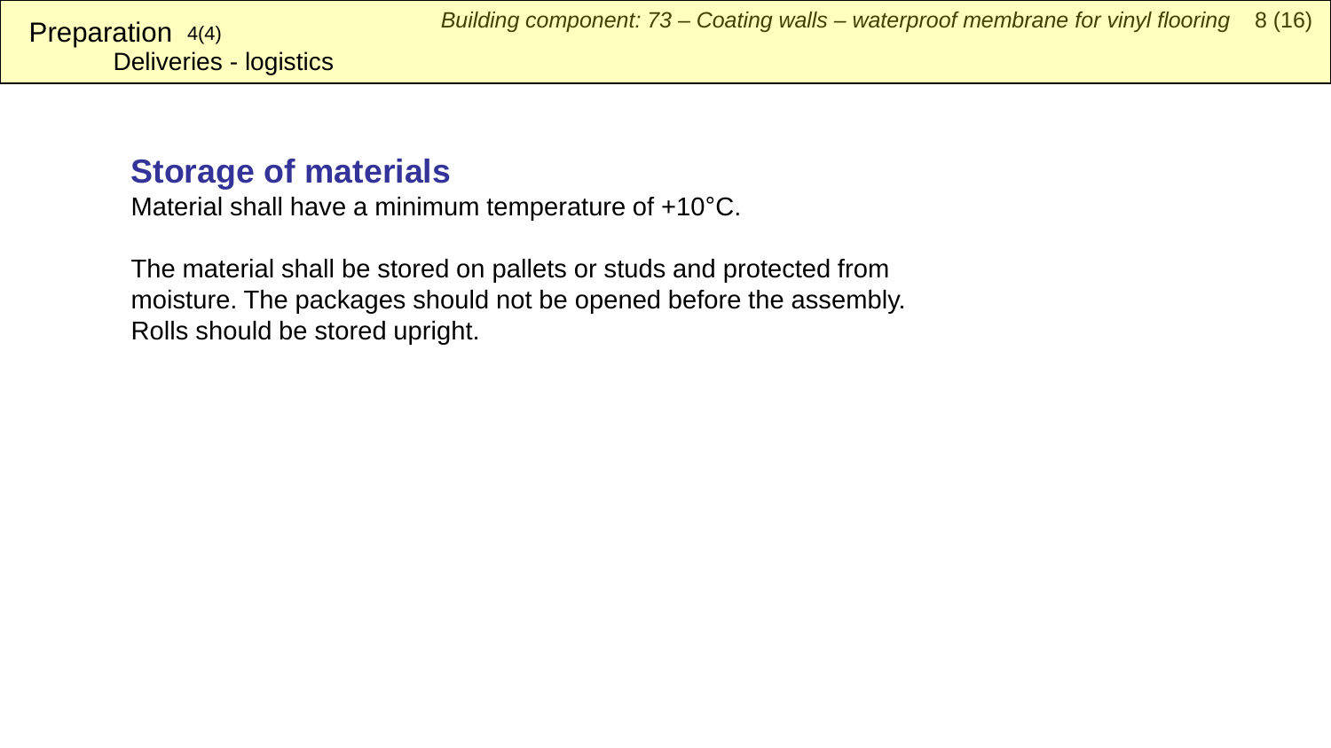Preparation 4(4)
Deliveries - logistics

## Storage of materials

Material shall have a minimum temperature of +10°C.

The material shall be stored on pallets or studs and protected from moisture. The packages should not be opened before the assembly. Rolls should be stored upright.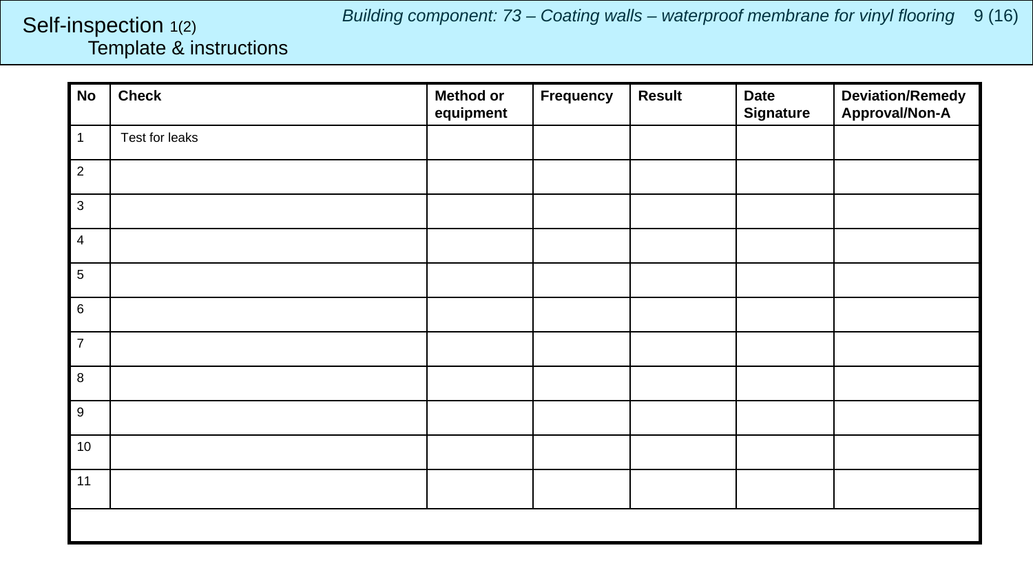# Self-inspection 1(2)
## Template & instructions

*Building component: 73 – Coating walls – waterproof membrane for vinyl flooring*

| No | Check | Method or equipment | Frequency | Result | Date Signature | Deviation/Remedy Approval/Non-A |
|---|---|---|---|---|---|---|
| 1 | Test for leaks | | | | | |
| 2 | | | | | | |
| 3 | | | | | | |
| 4 | | | | | | |
| 5 | | | | | | |
| 6 | | | | | | |
| 7 | | | | | | |
| 8 | | | | | | |
| 9 | | | | | | |
| 10 | | | | | | |
| 11 | | | | | | |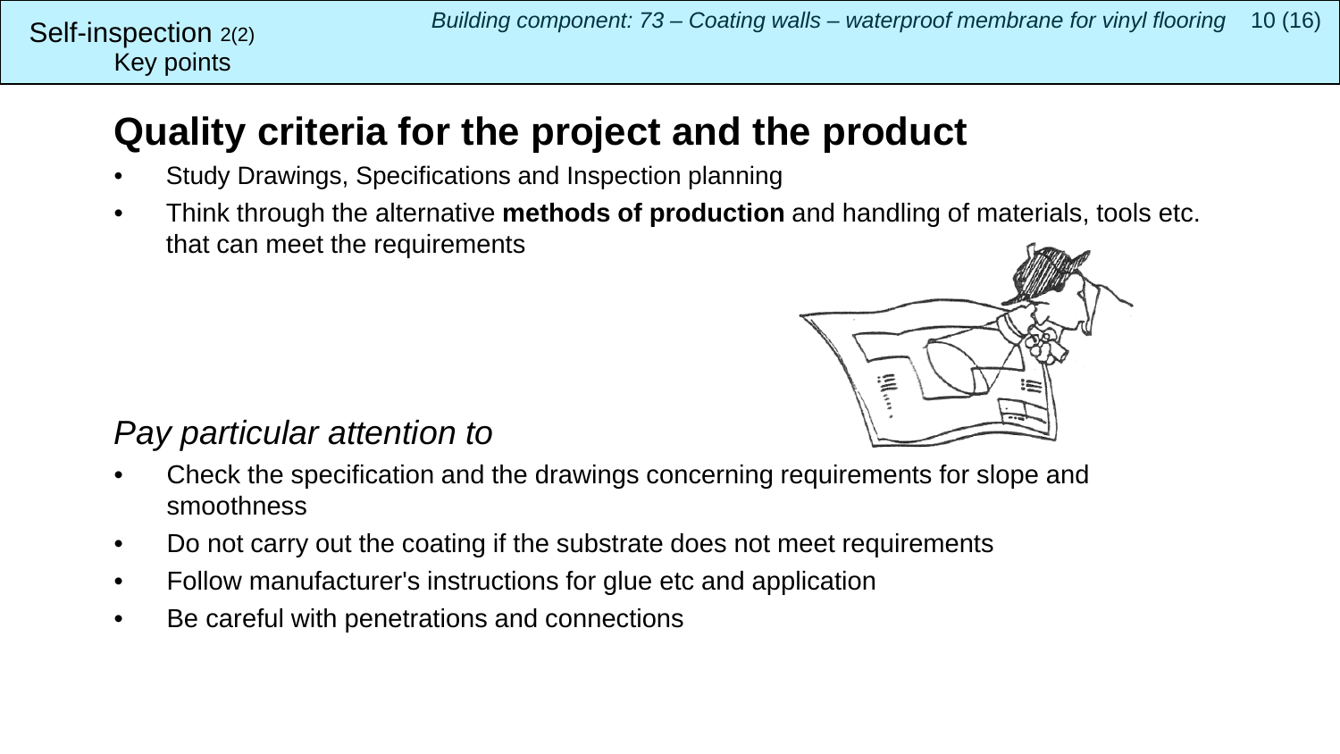Self-inspection 2(2)
Key points

# Quality criteria for the project and the product

- Study Drawings, Specifications and Inspection planning
- Think through the alternative **methods of production** and handling of materials, tools etc. that can meet the requirements

*Pay particular attention to*

- Check the specification and the drawings concerning requirements for slope and smoothness
- Do not carry out the coating if the substrate does not meet requirements
- Follow manufacturer's instructions for glue etc and application
- Be careful with penetrations and connections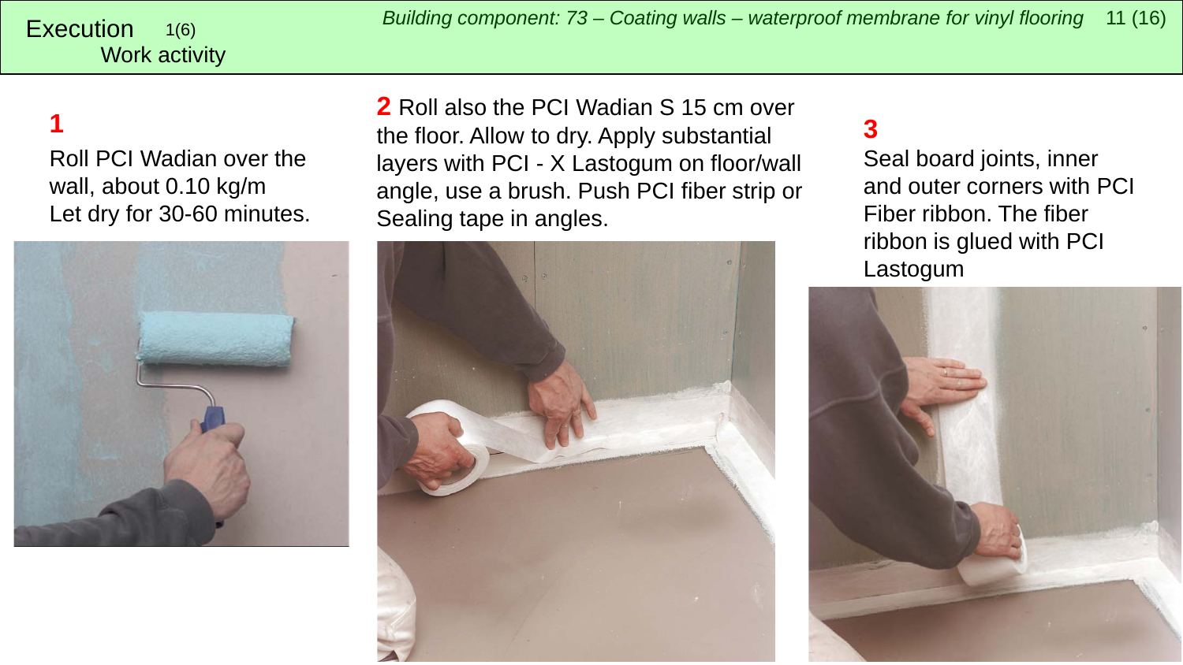# Execution 1(6)

## Work activity

*Building component: 73 – Coating walls – waterproof membrane for vinyl flooring*

**1**

Roll PCI Wadian over the wall, about 0.10 kg/m
Let dry for 30-60 minutes.

**2** Roll also the PCI Wadian S 15 cm over the floor. Allow to dry. Apply substantial layers with PCI - X Lastogum on floor/wall angle, use a brush. Push PCI fiber strip or Sealing tape in angles.

**3**

Seal board joints, inner and outer corners with PCI Fiber ribbon. The fiber ribbon is glued with PCI Lastogum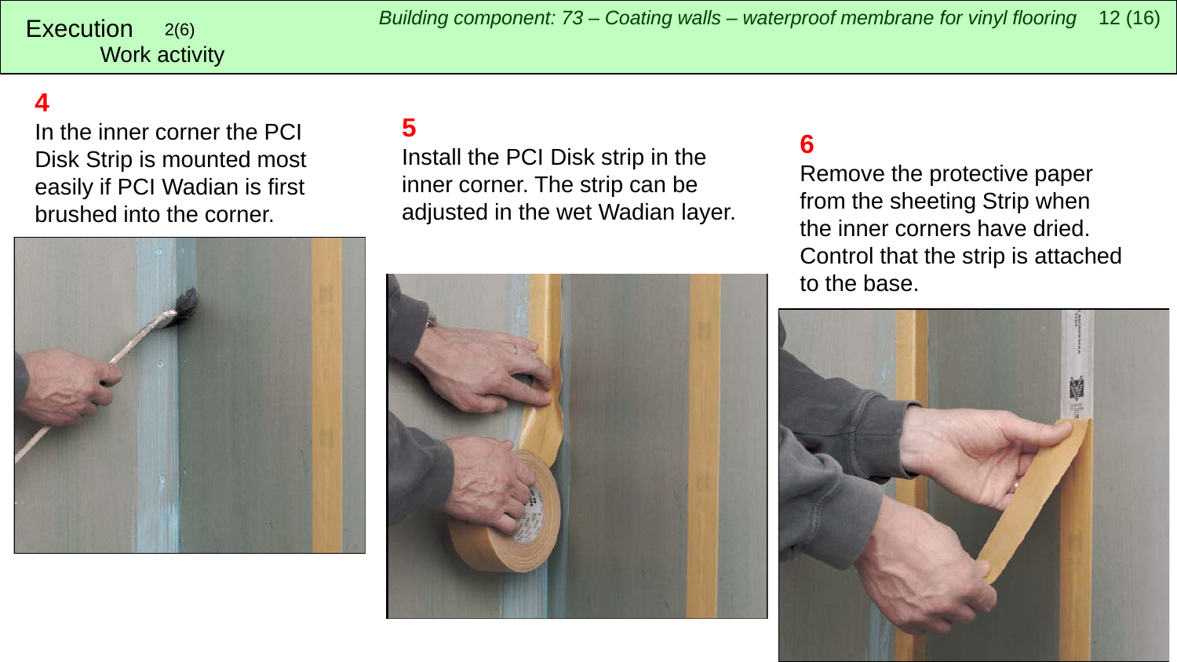## Execution 2(6)

### Work activity

*Building component: 73 – Coating walls – waterproof membrane for vinyl flooring*

**4**

In the inner corner the PCI Disk Strip is mounted most easily if PCI Wadian is first brushed into the corner.

**5**

Install the PCI Disk strip in the inner corner. The strip can be adjusted in the wet Wadian layer.

**6**

Remove the protective paper from the sheeting Strip when the inner corners have dried. Control that the strip is attached to the base.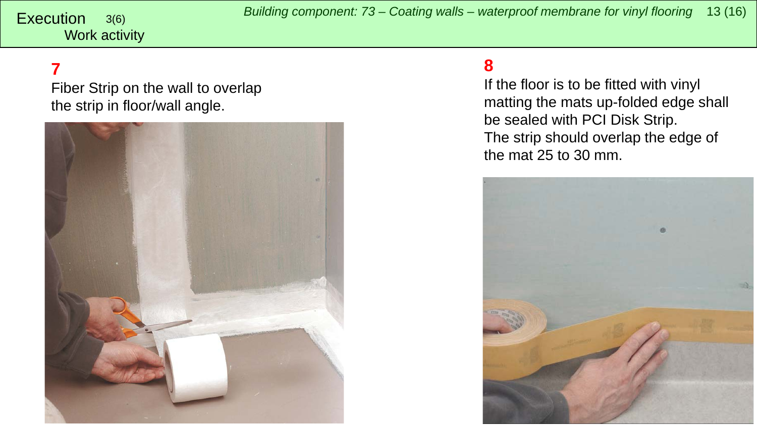Execution 3(6)
Work activity

**7**

Fiber Strip on the wall to overlap the strip in floor/wall angle.

**8**

If the floor is to be fitted with vinyl matting the mats up-folded edge shall be sealed with PCI Disk Strip.
The strip should overlap the edge of the mat 25 to 30 mm.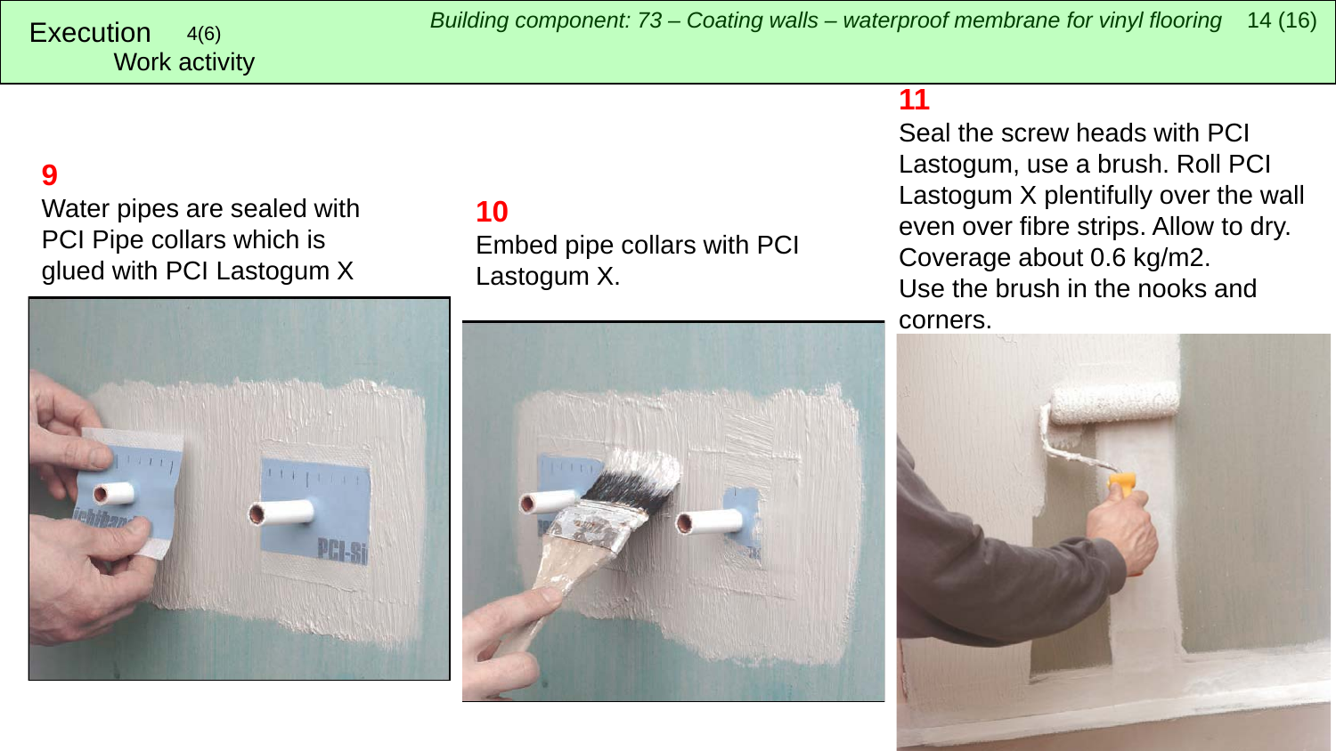Execution 4(6)
Work activity

*Building component: 73 – Coating walls – waterproof membrane for vinyl flooring*

**9**

Water pipes are sealed with PCI Pipe collars which is glued with PCI Lastogum X

**10**

Embed pipe collars with PCI Lastogum X.

**11**

Seal the screw heads with PCI Lastogum, use a brush. Roll PCI Lastogum X plentifully over the wall even over fibre strips. Allow to dry. Coverage about 0.6 kg/m2.
Use the brush in the nooks and corners.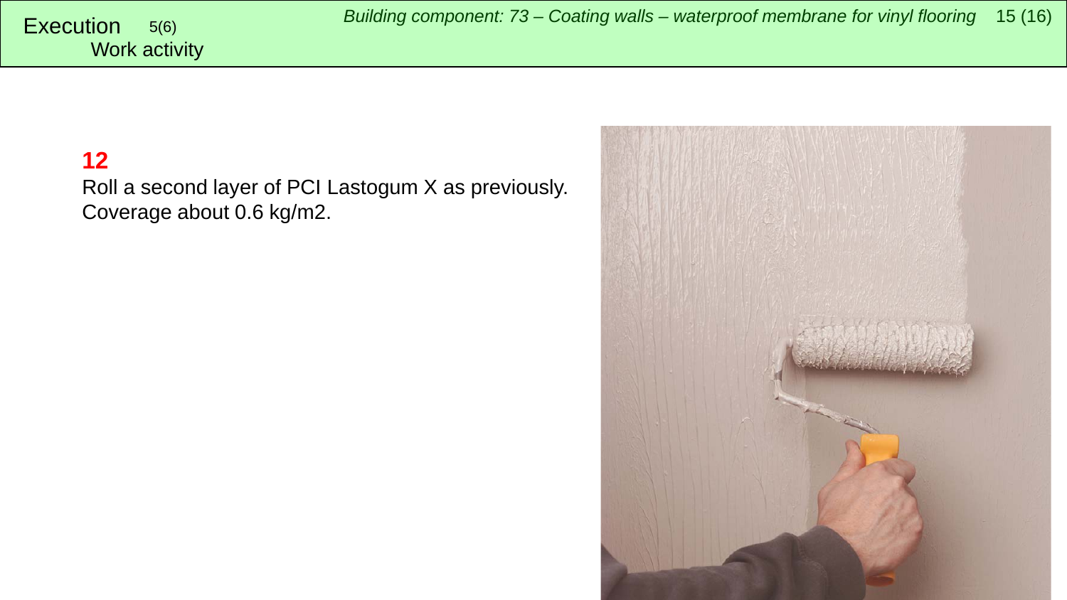**12**

Roll a second layer of PCI Lastogum X as previously.
Coverage about 0.6 kg/m2.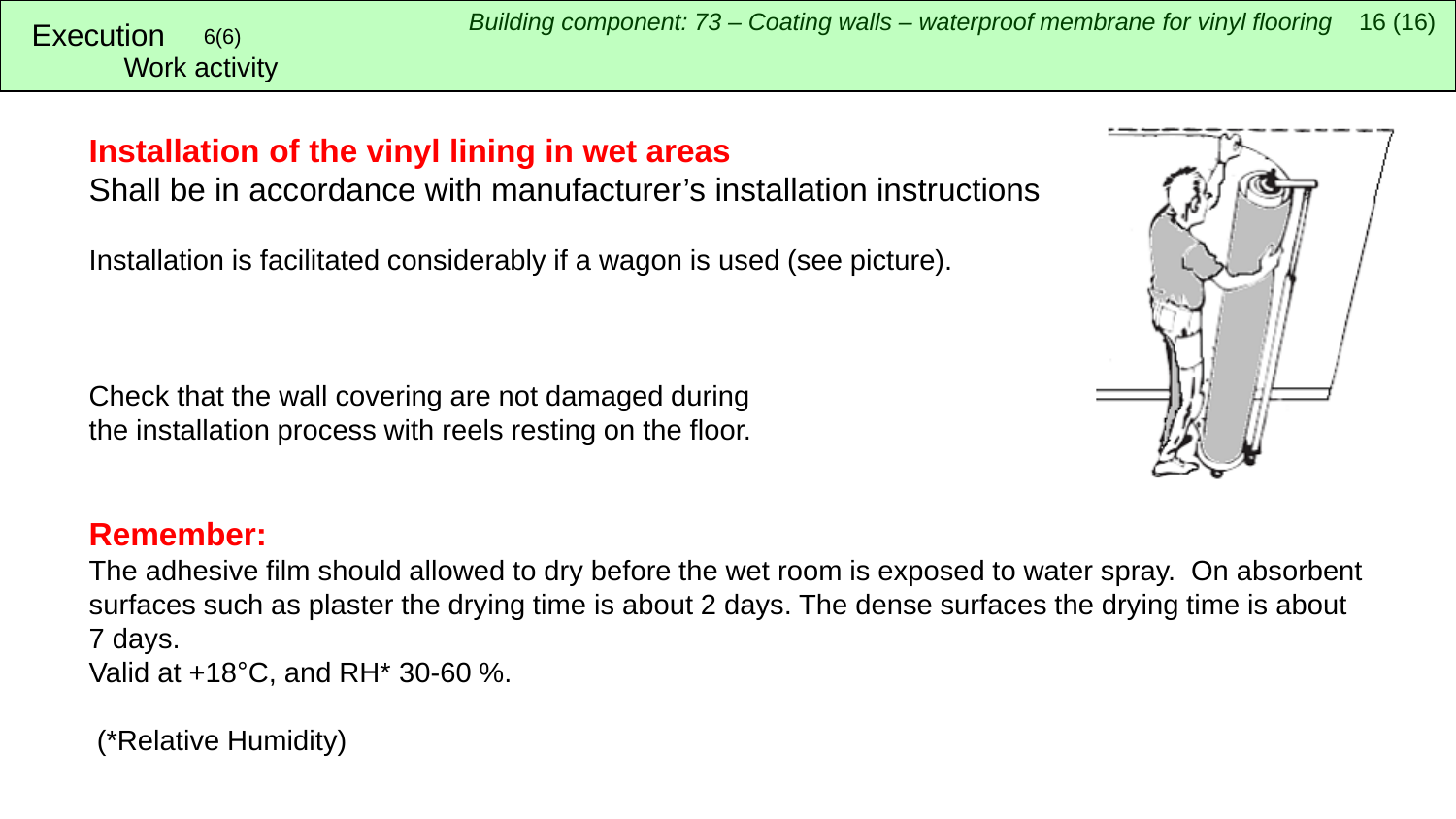Execution 6(6)
Work activity

*Building component: 73 – Coating walls – waterproof membrane for vinyl flooring*

## Installation of the vinyl lining in wet areas

Shall be in accordance with manufacturer's installation instructions

Installation is facilitated considerably if a wagon is used (see picture).

Check that the wall covering are not damaged during the installation process with reels resting on the floor.

## Remember:

The adhesive film should allowed to dry before the wet room is exposed to water spray. On absorbent surfaces such as plaster the drying time is about 2 days. The dense surfaces the drying time is about 7 days.

Valid at +18°C, and RH* 30-60 %.

(*Relative Humidity)